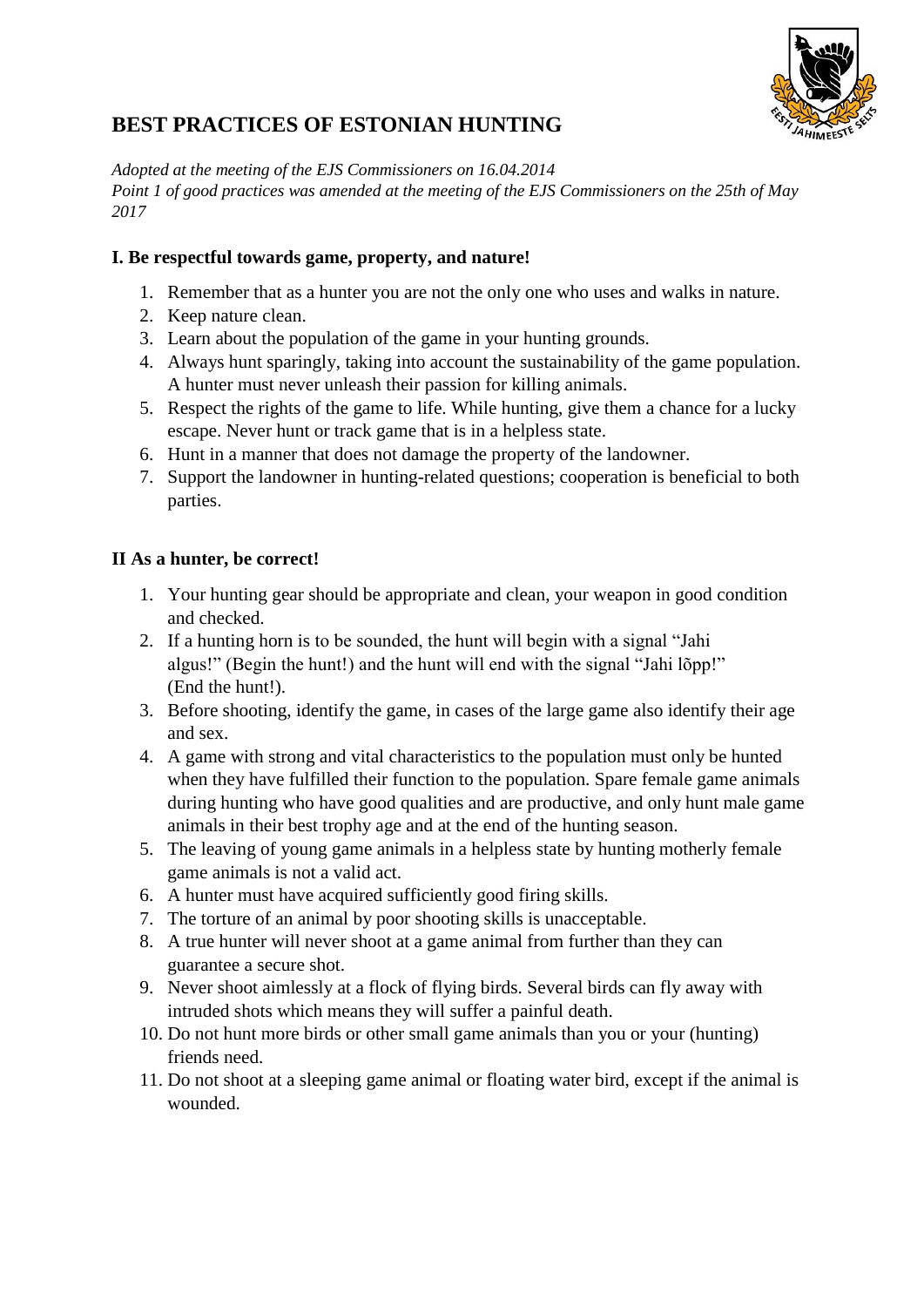# BEST PRACTICES OF ESTONIAN HUNTING

*Adopted at the meeting of the EJS Commissioners on 16.04.2014*
*Point 1 of good practices was amended at the meeting of the EJS Commissioners on the 25th of May 2017*

## I. Be respectful towards game, property, and nature!

1. Remember that as a hunter you are not the only one who uses and walks in nature.
2. Keep nature clean.
3. Learn about the population of the game in your hunting grounds.
4. Always hunt sparingly, taking into account the sustainability of the game population. A hunter must never unleash their passion for killing animals.
5. Respect the rights of the game to life. While hunting, give them a chance for a lucky escape. Never hunt or track game that is in a helpless state.
6. Hunt in a manner that does not damage the property of the landowner.
7. Support the landowner in hunting-related questions; cooperation is beneficial to both parties.

## II As a hunter, be correct!

1. Your hunting gear should be appropriate and clean, your weapon in good condition and checked.
2. If a hunting horn is to be sounded, the hunt will begin with a signal "Jahi algus!" (Begin the hunt!) and the hunt will end with the signal "Jahi lõpp!" (End the hunt!).
3. Before shooting, identify the game, in cases of the large game also identify their age and sex.
4. A game with strong and vital characteristics to the population must only be hunted when they have fulfilled their function to the population. Spare female game animals during hunting who have good qualities and are productive, and only hunt male game animals in their best trophy age and at the end of the hunting season.
5. The leaving of young game animals in a helpless state by hunting motherly female game animals is not a valid act.
6. A hunter must have acquired sufficiently good firing skills.
7. The torture of an animal by poor shooting skills is unacceptable.
8. A true hunter will never shoot at a game animal from further than they can guarantee a secure shot.
9. Never shoot aimlessly at a flock of flying birds. Several birds can fly away with intruded shots which means they will suffer a painful death.
10. Do not hunt more birds or other small game animals than you or your (hunting) friends need.
11. Do not shoot at a sleeping game animal or floating water bird, except if the animal is wounded.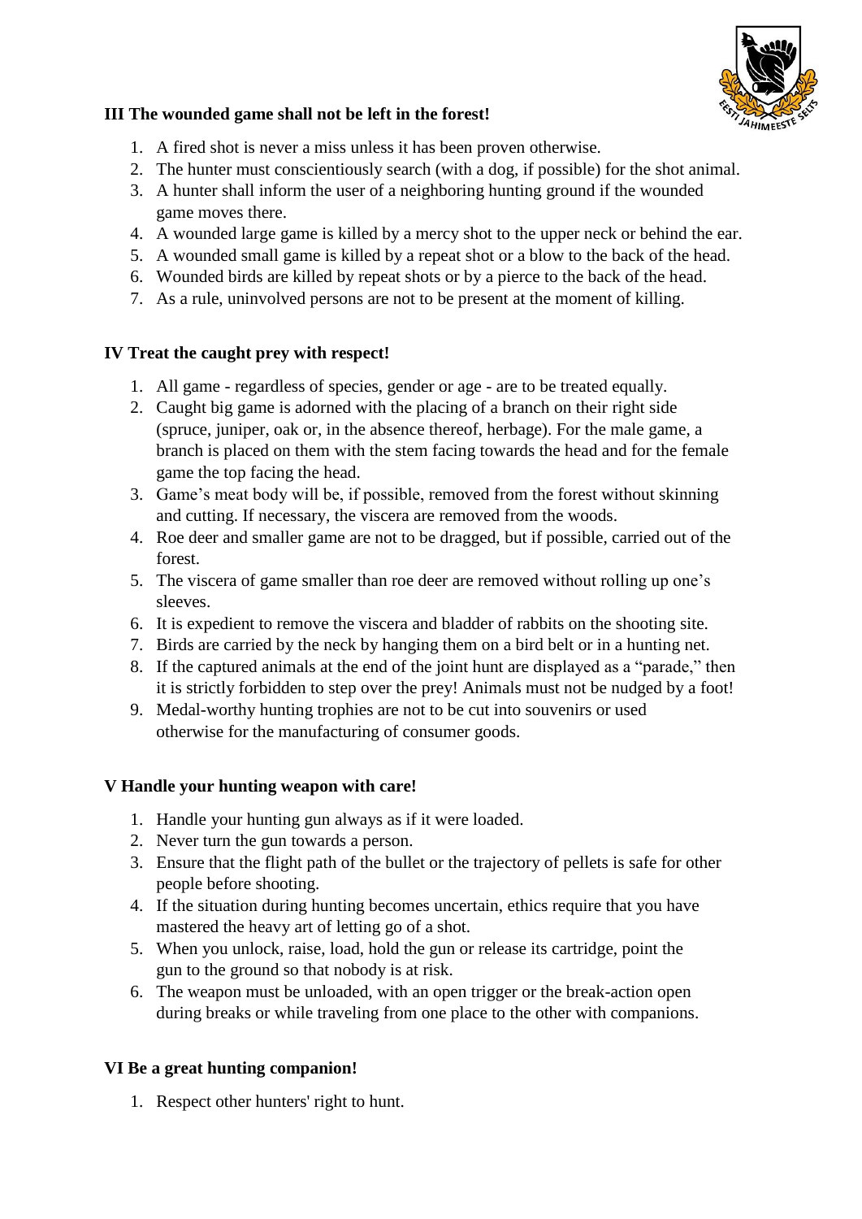### III The wounded game shall not be left in the forest!

1. A fired shot is never a miss unless it has been proven otherwise.
2. The hunter must conscientiously search (with a dog, if possible) for the shot animal.
3. A hunter shall inform the user of a neighboring hunting ground if the wounded game moves there.
4. A wounded large game is killed by a mercy shot to the upper neck or behind the ear.
5. A wounded small game is killed by a repeat shot or a blow to the back of the head.
6. Wounded birds are killed by repeat shots or by a pierce to the back of the head.
7. As a rule, uninvolved persons are not to be present at the moment of killing.

### IV Treat the caught prey with respect!

1. All game - regardless of species, gender or age - are to be treated equally.
2. Caught big game is adorned with the placing of a branch on their right side (spruce, juniper, oak or, in the absence thereof, herbage). For the male game, a branch is placed on them with the stem facing towards the head and for the female game the top facing the head.
3. Game's meat body will be, if possible, removed from the forest without skinning and cutting. If necessary, the viscera are removed from the woods.
4. Roe deer and smaller game are not to be dragged, but if possible, carried out of the forest.
5. The viscera of game smaller than roe deer are removed without rolling up one's sleeves.
6. It is expedient to remove the viscera and bladder of rabbits on the shooting site.
7. Birds are carried by the neck by hanging them on a bird belt or in a hunting net.
8. If the captured animals at the end of the joint hunt are displayed as a "parade," then it is strictly forbidden to step over the prey! Animals must not be nudged by a foot!
9. Medal-worthy hunting trophies are not to be cut into souvenirs or used otherwise for the manufacturing of consumer goods.

### V Handle your hunting weapon with care!

1. Handle your hunting gun always as if it were loaded.
2. Never turn the gun towards a person.
3. Ensure that the flight path of the bullet or the trajectory of pellets is safe for other people before shooting.
4. If the situation during hunting becomes uncertain, ethics require that you have mastered the heavy art of letting go of a shot.
5. When you unlock, raise, load, hold the gun or release its cartridge, point the gun to the ground so that nobody is at risk.
6. The weapon must be unloaded, with an open trigger or the break-action open during breaks or while traveling from one place to the other with companions.

### VI Be a great hunting companion!

1. Respect other hunters' right to hunt.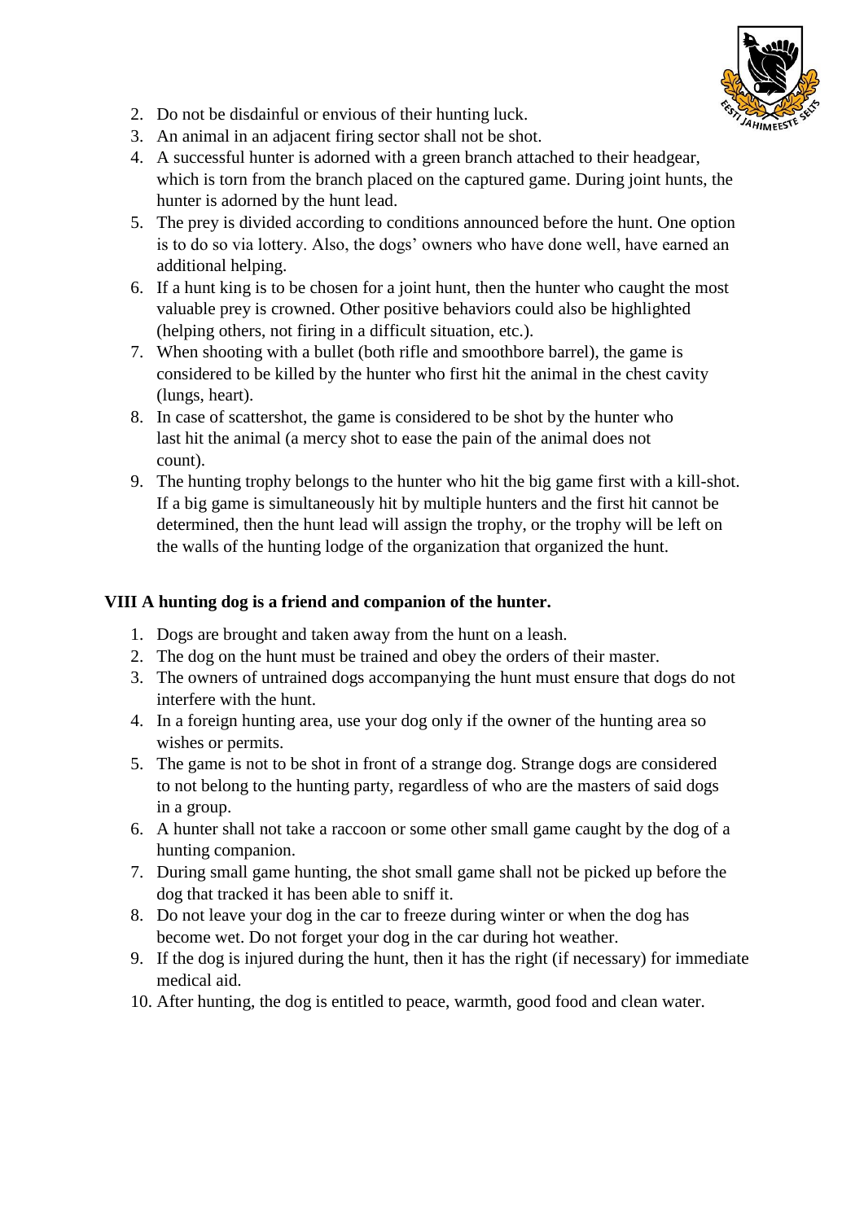2. Do not be disdainful or envious of their hunting luck.
3. An animal in an adjacent firing sector shall not be shot.
4. A successful hunter is adorned with a green branch attached to their headgear, which is torn from the branch placed on the captured game. During joint hunts, the hunter is adorned by the hunt lead.
5. The prey is divided according to conditions announced before the hunt. One option is to do so via lottery. Also, the dogs' owners who have done well, have earned an additional helping.
6. If a hunt king is to be chosen for a joint hunt, then the hunter who caught the most valuable prey is crowned. Other positive behaviors could also be highlighted (helping others, not firing in a difficult situation, etc.).
7. When shooting with a bullet (both rifle and smoothbore barrel), the game is considered to be killed by the hunter who first hit the animal in the chest cavity (lungs, heart).
8. In case of scattershot, the game is considered to be shot by the hunter who last hit the animal (a mercy shot to ease the pain of the animal does not count).
9. The hunting trophy belongs to the hunter who hit the big game first with a kill-shot. If a big game is simultaneously hit by multiple hunters and the first hit cannot be determined, then the hunt lead will assign the trophy, or the trophy will be left on the walls of the hunting lodge of the organization that organized the hunt.

**VIII A hunting dog is a friend and companion of the hunter.**

1. Dogs are brought and taken away from the hunt on a leash.
2. The dog on the hunt must be trained and obey the orders of their master.
3. The owners of untrained dogs accompanying the hunt must ensure that dogs do not interfere with the hunt.
4. In a foreign hunting area, use your dog only if the owner of the hunting area so wishes or permits.
5. The game is not to be shot in front of a strange dog. Strange dogs are considered to not belong to the hunting party, regardless of who are the masters of said dogs in a group.
6. A hunter shall not take a raccoon or some other small game caught by the dog of a hunting companion.
7. During small game hunting, the shot small game shall not be picked up before the dog that tracked it has been able to sniff it.
8. Do not leave your dog in the car to freeze during winter or when the dog has become wet. Do not forget your dog in the car during hot weather.
9. If the dog is injured during the hunt, then it has the right (if necessary) for immediate medical aid.
10. After hunting, the dog is entitled to peace, warmth, good food and clean water.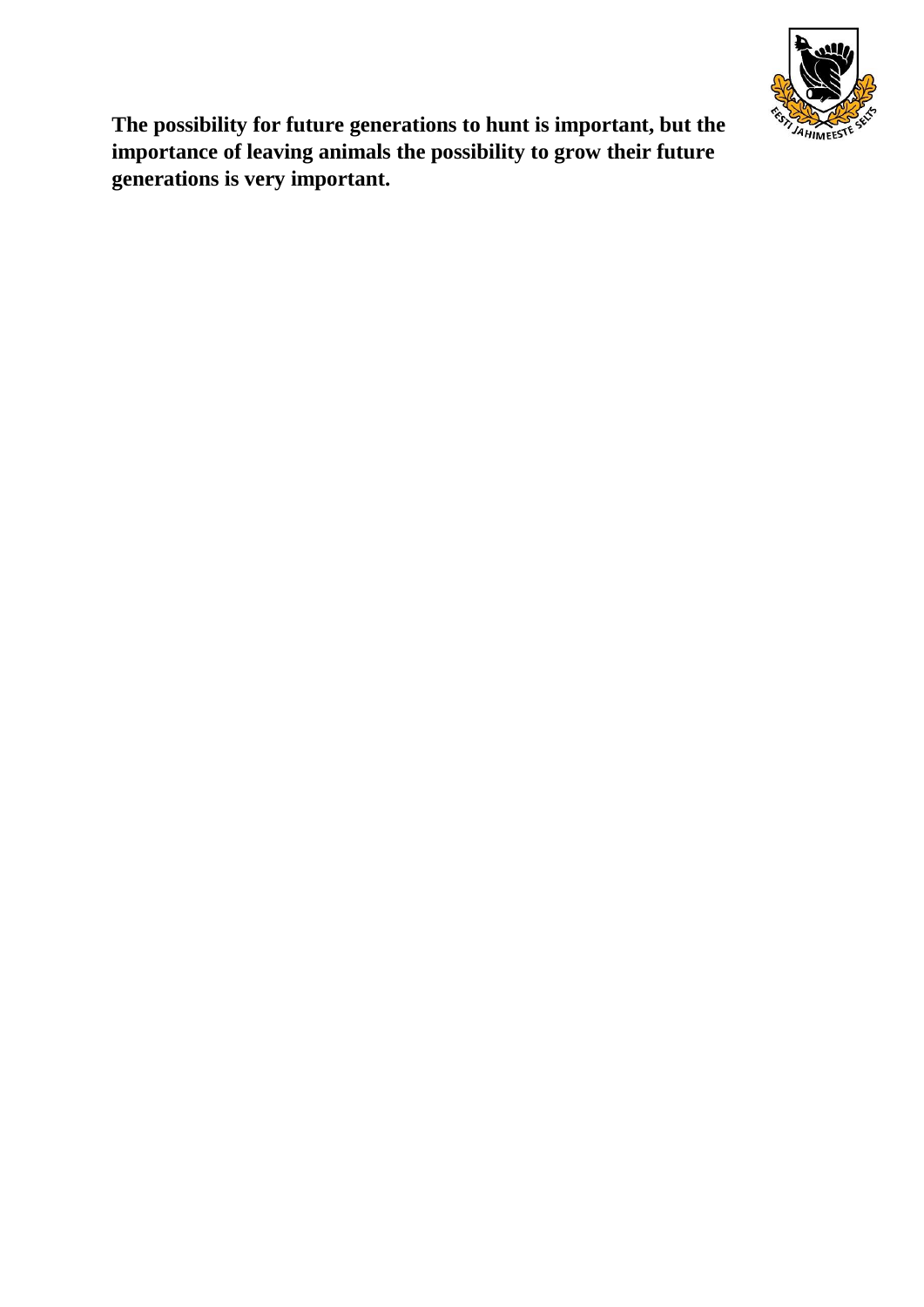**The possibility for future generations to hunt is important, but the importance of leaving animals the possibility to grow their future generations is very important.**